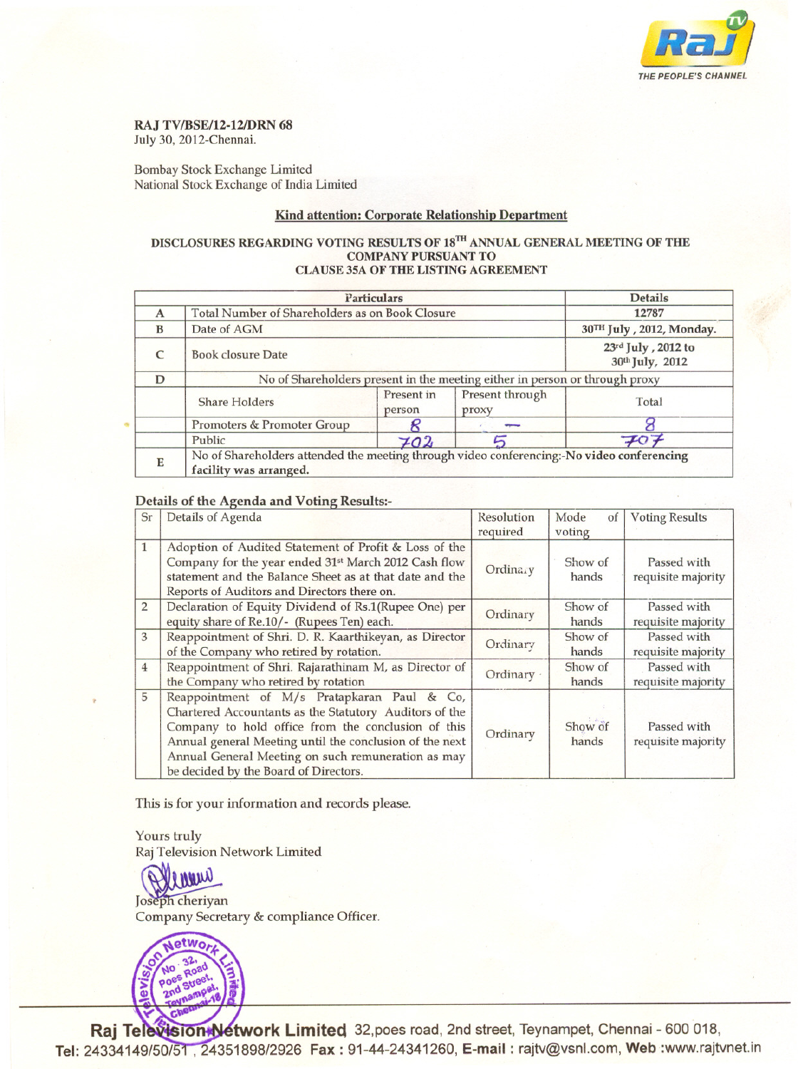**RAJ TV/BSE/12-12/DRN 68**
July 30, 2012-Chennai.

Bombay Stock Exchange Limited
National Stock Exchange of India Limited

**Kind attention: Corporate Relationship Department**

**DISCLOSURES REGARDING VOTING RESULTS OF 18TH ANNUAL GENERAL MEETING OF THE COMPANY PURSUANT TO CLAUSE 35A OF THE LISTING AGREEMENT**

| | Particulars | | | Details |
|---|---|---|---|---|
| A | Total Number of Shareholders as on Book Closure | | | 12787 |
| B | Date of AGM | | | 30TH July , 2012, Monday. |
| C | Book closure Date | | | 23rd July , 2012 to 30th July, 2012 |
| D | No of Shareholders present in the meeting either in person or through proxy | | | |
| | Share Holders | Present in person | Present through proxy | Total |
| | Promoters & Promoter Group | 8 | — | 8 |
| | Public | 702 | 5 | 707 |
| E | No of Shareholders attended the meeting through video conferencing:-**No video conferencing facility was arranged.** | | | |

**Details of the Agenda and Voting Results:-**

| Sr | Details of Agenda | Resolution required | Mode of voting | Voting Results |
|---|---|---|---|---|
| 1 | Adoption of Audited Statement of Profit & Loss of the Company for the year ended 31st March 2012 Cash flow statement and the Balance Sheet as at that date and the Reports of Auditors and Directors there on. | Ordinary | Show of hands | Passed with requisite majority |
| 2 | Declaration of Equity Dividend of Rs.1(Rupee One) per equity share of Re.10/- (Rupees Ten) each. | Ordinary | Show of hands | Passed with requisite majority |
| 3 | Reappointment of Shri. D. R. Kaarthikeyan, as Director of the Company who retired by rotation. | Ordinary | Show of hands | Passed with requisite majority |
| 4 | Reappointment of Shri. Rajarathinam M, as Director of the Company who retired by rotation | Ordinary | Show of hands | Passed with requisite majority |
| 5 | Reappointment of M/s Pratapkaran Paul & Co, Chartered Accountants as the Statutory Auditors of the Company to hold office from the conclusion of this Annual general Meeting until the conclusion of the next Annual General Meeting on such remuneration as may be decided by the Board of Directors. | Ordinary | Show of hands | Passed with requisite majority |

This is for your information and records please.

Yours truly
Raj Television Network Limited

Joseph cheriyan
Company Secretary & compliance Officer.

**Raj Television Network Limited** 32,poes road, 2nd street, Teynampet, Chennai - 600 018,
**Tel:** 24334149/50/51 , 24351898/2926 **Fax :** 91-44-24341260, **E-mail :** rajtv@vsnl.com, **Web :**www.rajtvnet.in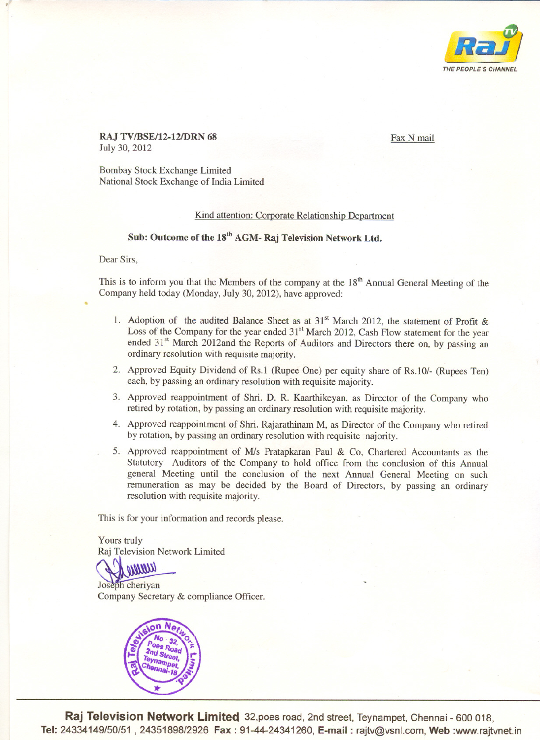**RAJ TV/BSE/12-12/DRN 68**
July 30, 2012

Fax N mail

Bombay Stock Exchange Limited
National Stock Exchange of India Limited

Kind attention: Corporate Relationship Department

**Sub: Outcome of the 18th AGM- Raj Television Network Ltd.**

Dear Sirs,

This is to inform you that the Members of the company at the 18th Annual General Meeting of the Company held today (Monday, July 30, 2012), have approved:

1. Adoption of the audited Balance Sheet as at 31st March 2012, the statement of Profit & Loss of the Company for the year ended 31st March 2012, Cash Flow statement for the year ended 31st March 2012and the Reports of Auditors and Directors there on, by passing an ordinary resolution with requisite majority.
2. Approved Equity Dividend of Rs.1 (Rupee One) per equity share of Rs.10/- (Rupees Ten) each, by passing an ordinary resolution with requisite majority.
3. Approved reappointment of Shri. D. R. Kaarthikeyan, as Director of the Company who retired by rotation, by passing an ordinary resolution with requisite majority.
4. Approved reappointment of Shri. Rajarathinam M, as Director of the Company who retired by rotation, by passing an ordinary resolution with requisite najority.
5. Approved reappointment of M/s Pratapkaran Paul & Co, Chartered Accountants as the Statutory Auditors of the Company to hold office from the conclusion of this Annual general Meeting until the conclusion of the next Annual General Meeting on such remuneration as may be decided by the Board of Directors, by passing an ordinary resolution with requisite majority.

This is for your information and records please.

Yours truly
Raj Television Network Limited

Joseph cheriyan
Company Secretary & compliance Officer.

**Raj Television Network Limited** 32,poes road, 2nd street, Teynampet, Chennai - 600 018,
**Tel:** 24334149/50/51 , 24351898/2926 **Fax :** 91-44-24341260, **E-mail :** rajtv@vsnl.com, **Web :**www.rajtvnet.in